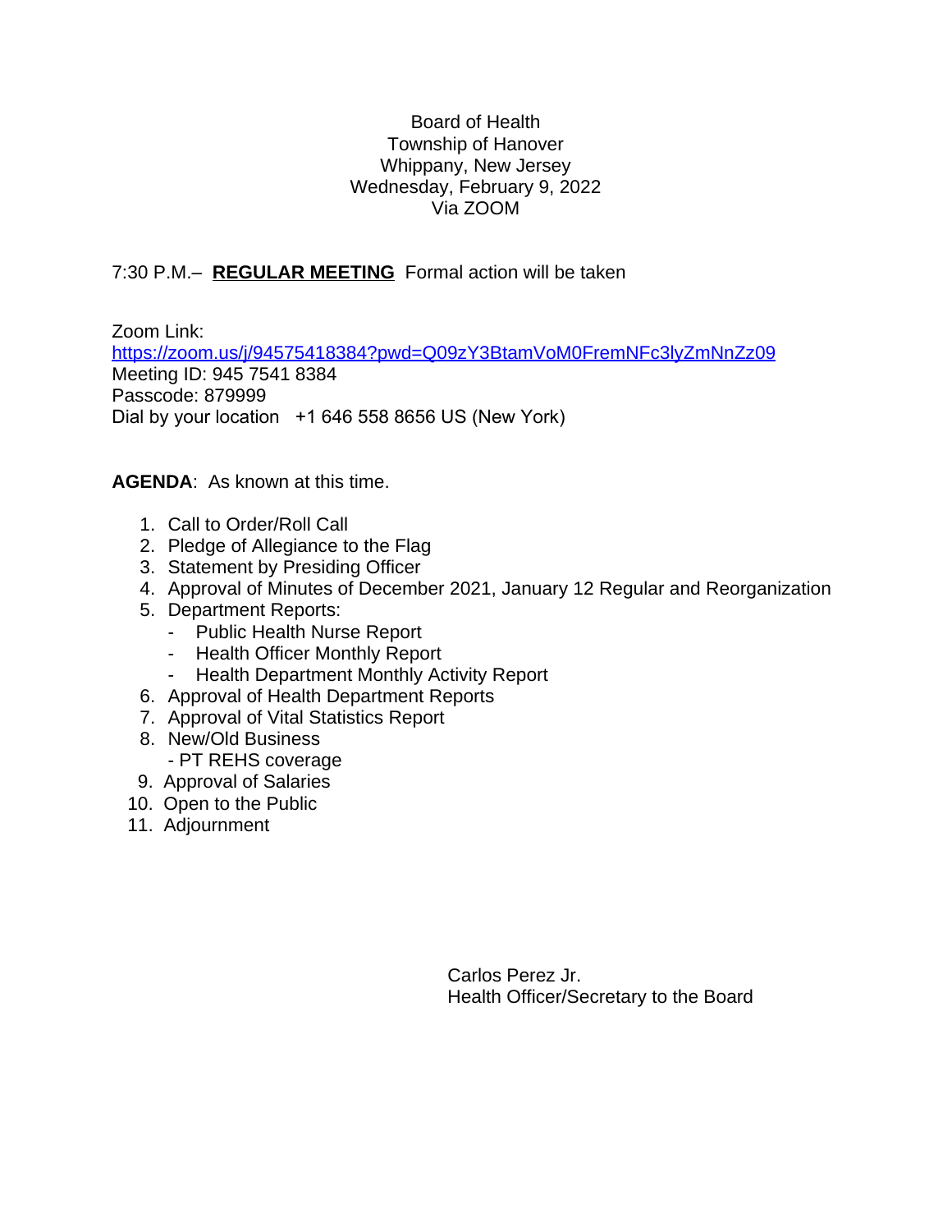Board of Health  
Township of Hanover  
Whippany, New Jersey  
Wednesday, February 9, 2022  
Via ZOOM

7:30 P.M.– **REGULAR MEETING** Formal action will be taken

Zoom Link:  
https://zoom.us/j/94575418384?pwd=Q09zY3BtamVoM0FremNFc3lyZmNnZz09  
Meeting ID: 945 7541 8384  
Passcode: 879999  
Dial by your location +1 646 558 8656 US (New York)

**AGENDA**: As known at this time.

1. Call to Order/Roll Call
2. Pledge of Allegiance to the Flag
3. Statement by Presiding Officer
4. Approval of Minutes of December 2021, January 12 Regular and Reorganization
5. Department Reports:
   - Public Health Nurse Report
   - Health Officer Monthly Report
   - Health Department Monthly Activity Report
6. Approval of Health Department Reports
7. Approval of Vital Statistics Report
8. New/Old Business
   - PT REHS coverage
9. Approval of Salaries
10. Open to the Public
11. Adjournment

Carlos Perez Jr.  
Health Officer/Secretary to the Board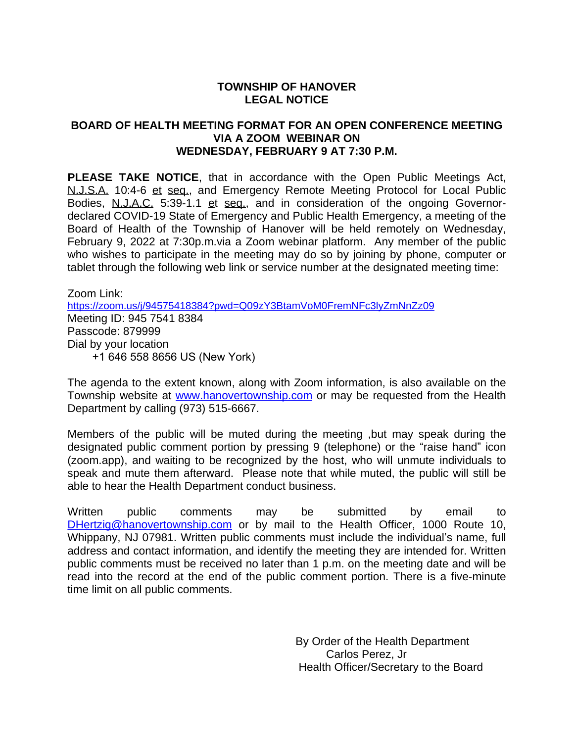**TOWNSHIP OF HANOVER**
**LEGAL NOTICE**

**BOARD OF HEALTH MEETING FORMAT FOR AN OPEN CONFERENCE MEETING VIA A ZOOM WEBINAR ON WEDNESDAY, FEBRUARY 9 AT 7:30 P.M.**

**PLEASE TAKE NOTICE**, that in accordance with the Open Public Meetings Act, N.J.S.A. 10:4-6 et seq., and Emergency Remote Meeting Protocol for Local Public Bodies, N.J.A.C. 5:39-1.1 et seq., and in consideration of the ongoing Governor-declared COVID-19 State of Emergency and Public Health Emergency, a meeting of the Board of Health of the Township of Hanover will be held remotely on Wednesday, February 9, 2022 at 7:30p.m.via a Zoom webinar platform. Any member of the public who wishes to participate in the meeting may do so by joining by phone, computer or tablet through the following web link or service number at the designated meeting time:

Zoom Link:
https://zoom.us/j/94575418384?pwd=Q09zY3BtamVoM0FremNFc3lyZmNnZz09
Meeting ID: 945 7541 8384
Passcode: 879999
Dial by your location
+1 646 558 8656 US (New York)

The agenda to the extent known, along with Zoom information, is also available on the Township website at www.hanovertownship.com or may be requested from the Health Department by calling (973) 515-6667.

Members of the public will be muted during the meeting ,but may speak during the designated public comment portion by pressing 9 (telephone) or the "raise hand" icon (zoom.app), and waiting to be recognized by the host, who will unmute individuals to speak and mute them afterward. Please note that while muted, the public will still be able to hear the Health Department conduct business.

Written public comments may be submitted by email to DHertzig@hanovertownship.com or by mail to the Health Officer, 1000 Route 10, Whippany, NJ 07981. Written public comments must include the individual's name, full address and contact information, and identify the meeting they are intended for. Written public comments must be received no later than 1 p.m. on the meeting date and will be read into the record at the end of the public comment portion. There is a five-minute time limit on all public comments.

By Order of the Health Department
Carlos Perez, Jr
Health Officer/Secretary to the Board